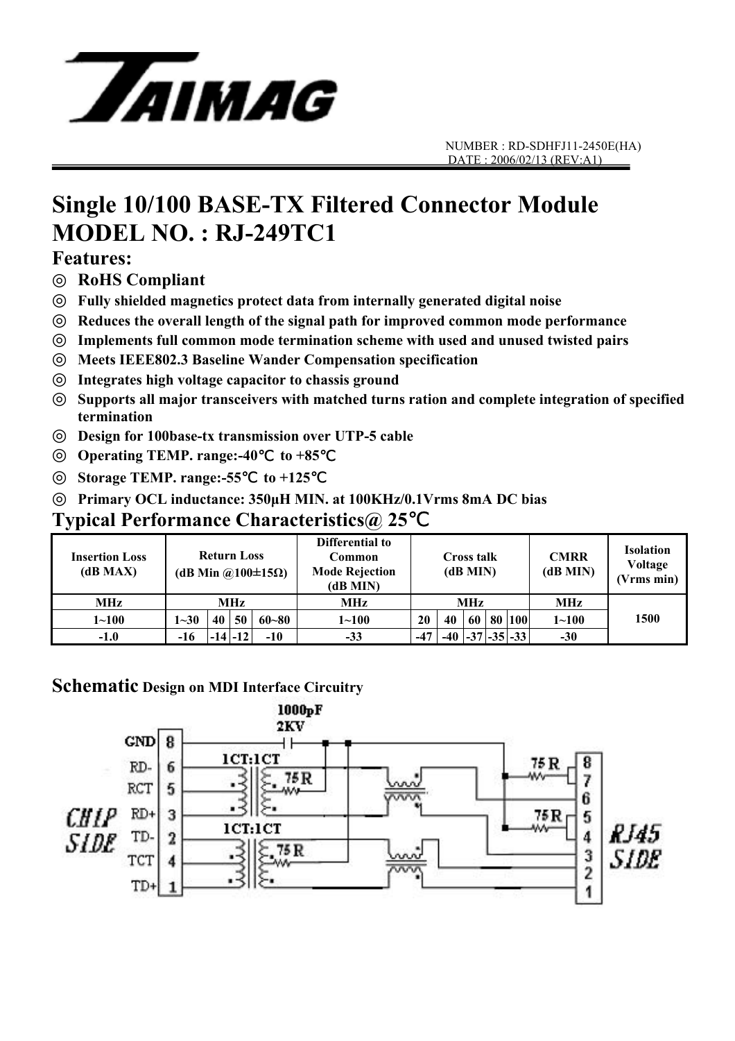NUMBER : RD-SDHFJ11-2450E(HA)
DATE : 2006/02/13 (REV:A1)

# Single 10/100 BASE-TX Filtered Connector Module
# MODEL NO. : RJ-249TC1

## Features:

◎ **RoHS Compliant**

◎ **Fully shielded magnetics protect data from internally generated digital noise**

◎ **Reduces the overall length of the signal path for improved common mode performance**

◎ **Implements full common mode termination scheme with used and unused twisted pairs**

◎ **Meets IEEE802.3 Baseline Wander Compensation specification**

◎ **Integrates high voltage capacitor to chassis ground**

◎ **Supports all major transceivers with matched turns ration and complete integration of specified termination**

◎ **Design for 100base-tx transmission over UTP-5 cable**

◎ **Operating TEMP. range:-40℃ to +85℃**

◎ **Storage TEMP. range:-55℃ to +125℃**

◎ **Primary OCL inductance: 350μH MIN. at 100KHz/0.1Vrms 8mA DC bias**

## Typical Performance Characteristics@ 25℃

| Insertion Loss (dB MAX) | Return Loss (dB Min @100±15Ω) | | | | Differential to Common Mode Rejection (dB MIN) | Cross talk (dB MIN) | | | | | CMRR (dB MIN) | Isolation Voltage (Vrms min) |
|---|---|---|---|---|---|---|---|---|---|---|---|---|
| MHz | MHz | | | | MHz | MHz | | | | | MHz | 1500 |
| 1~100 | 1~30 | 40 | 50 | 60~80 | 1~100 | 20 | 40 | 60 | 80 | 100 | 1~100 | |
| -1.0 | -16 | -14 | -12 | -10 | -33 | -47 | -40 | -37 | -35 | -33 | -30 | |

## Schematic Design on MDI Interface Circuitry

CHIP SIDE: GND 8, RD- 6, RCT 5, RD+ 3, TD- 2, TCT 4, TD+ 1

1CT:1CT, 75R, 1000pF 2KV

RJ45 SIDE: 8, 7, 6, 5, 4, 3, 2, 1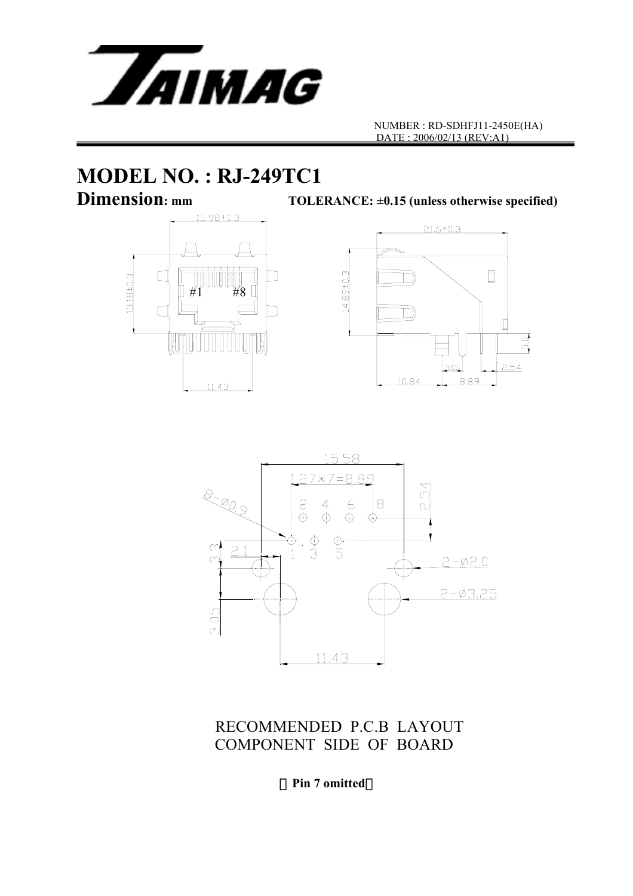NUMBER : RD-SDHFJ11-2450E(HA)
DATE : 2006/02/13 (REV:A1)

# MODEL NO. : RJ-249TC1

## Dimension: mm

**TOLERANCE: ±0.15 (unless otherwise specified)**

15.98±0.3

13.18±0.3

#1 #8

11.43

21.6±0.3

14.89±0.3

3.0

3.05

2.54

10.84

8.89

15.58

1.27×7=8.89

2.54

8-Ø0.9

2 4 6 8

1 3 5

3.3

2.1

2-Ø2.0

2-Ø3.25

3.05

11.43

RECOMMENDED P.C.B LAYOUT
COMPONENT SIDE OF BOARD

（**Pin 7 omitted**）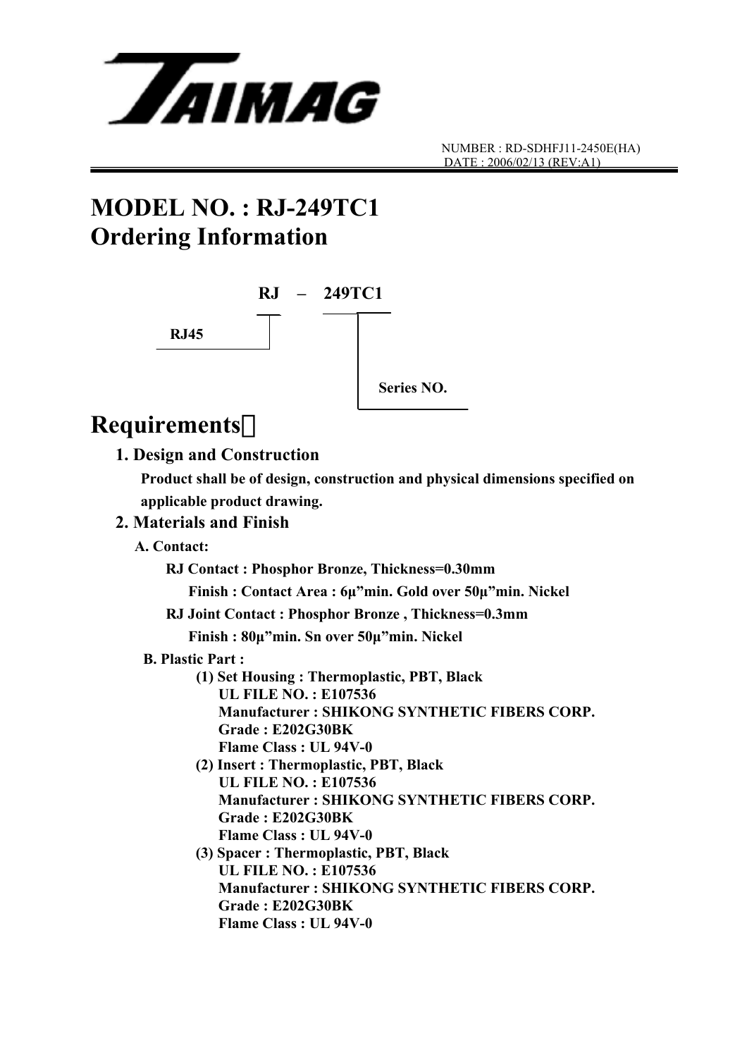NUMBER : RD-SDHFJ11-2450E(HA)
DATE : 2006/02/13 (REV:A1)

# MODEL NO. : RJ-249TC1
# Ordering Information

**RJ – 249TC1**

- **RJ45** (RJ)
- **Series NO.** (249TC1)

# Requirements：

## 1. Design and Construction

**Product shall be of design, construction and physical dimensions specified on applicable product drawing.**

## 2. Materials and Finish

**A. Contact:**

**RJ Contact : Phosphor Bronze, Thickness=0.30mm**

**Finish : Contact Area : 6μ"min. Gold over 50μ"min. Nickel**

**RJ Joint Contact : Phosphor Bronze , Thickness=0.3mm**

**Finish : 80μ"min. Sn over 50μ"min. Nickel**

**B. Plastic Part :**

**(1) Set Housing : Thermoplastic, PBT, Black**
**UL FILE NO. : E107536**
**Manufacturer : SHIKONG SYNTHETIC FIBERS CORP.**
**Grade : E202G30BK**
**Flame Class : UL 94V-0**

**(2) Insert : Thermoplastic, PBT, Black**
**UL FILE NO. : E107536**
**Manufacturer : SHIKONG SYNTHETIC FIBERS CORP.**
**Grade : E202G30BK**
**Flame Class : UL 94V-0**

**(3) Spacer : Thermoplastic, PBT, Black**
**UL FILE NO. : E107536**
**Manufacturer : SHIKONG SYNTHETIC FIBERS CORP.**
**Grade : E202G30BK**
**Flame Class : UL 94V-0**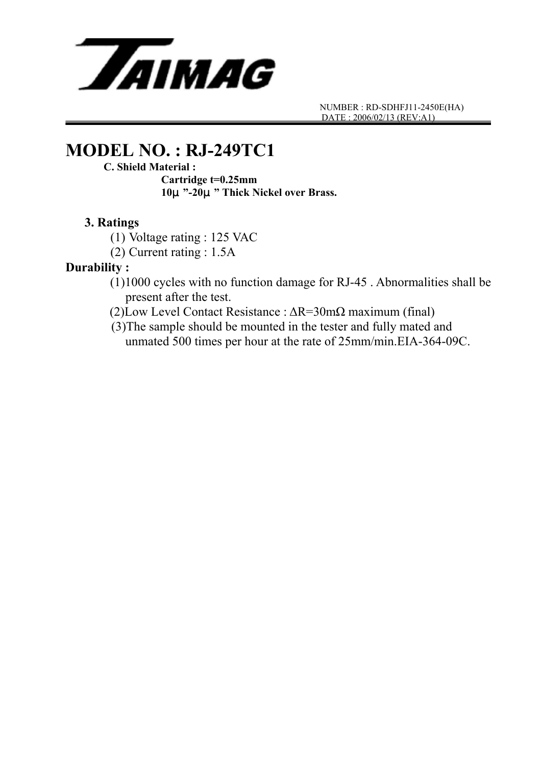NUMBER : RD-SDHFJ11-2450E(HA)
DATE : 2006/02/13 (REV:A1)

# MODEL NO. : RJ-249TC1

**C. Shield Material :**

**Cartridge t=0.25mm**
**10μ ”-20μ ” Thick Nickel over Brass.**

**3. Ratings**

(1) Voltage rating : 125 VAC
(2) Current rating : 1.5A

**Durability :**

(1)1000 cycles with no function damage for RJ-45 . Abnormalities shall be present after the test.
(2)Low Level Contact Resistance : $\Delta R$=30mΩ maximum (final)
(3)The sample should be mounted in the tester and fully mated and unmated 500 times per hour at the rate of 25mm/min.EIA-364-09C.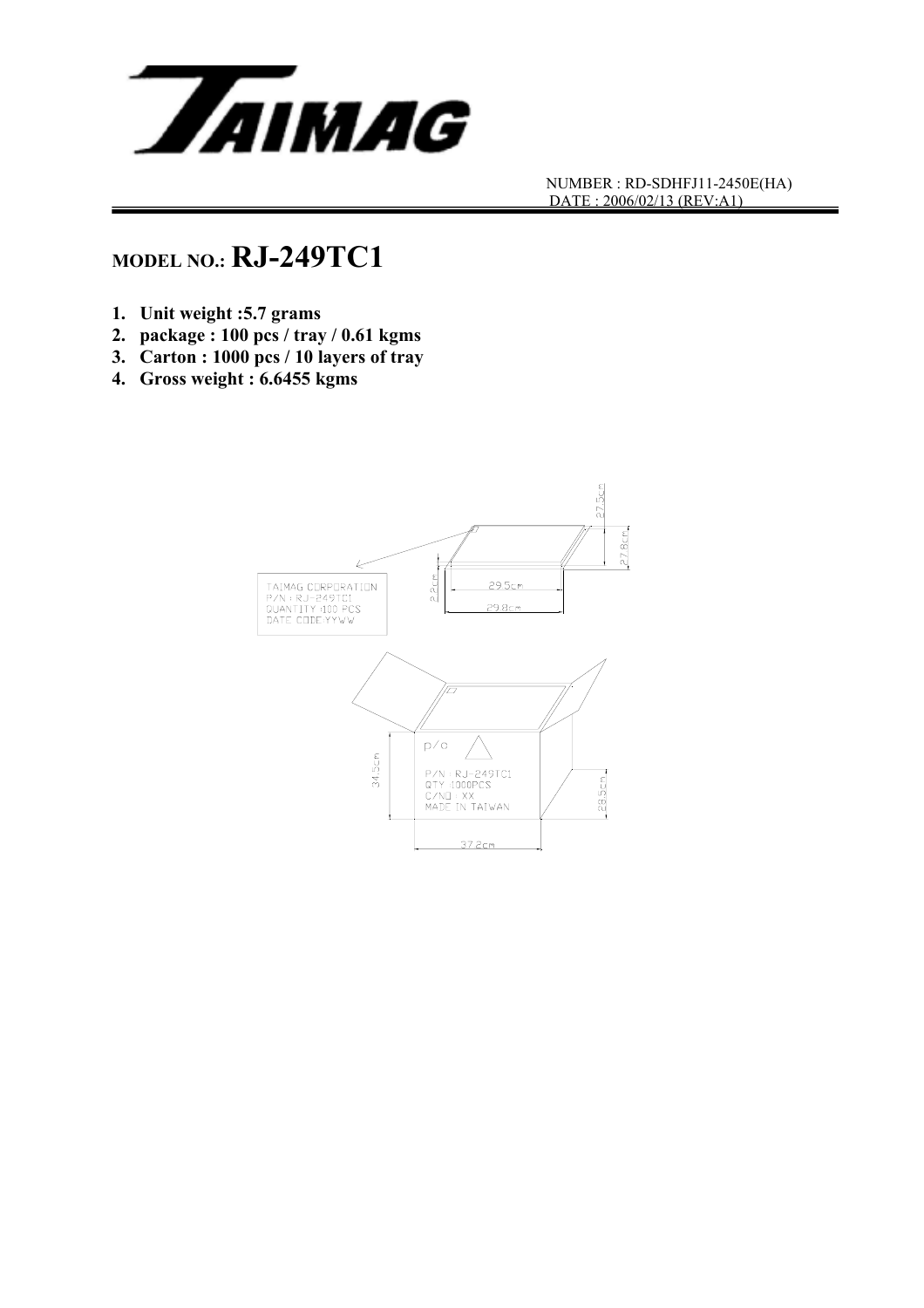NUMBER : RD-SDHFJ11-2450E(HA)
DATE : 2006/02/13 (REV:A1)

# MODEL NO.: RJ-249TC1

1. **Unit weight :5.7 grams**
2. **package : 100 pcs / tray / 0.61 kgms**
3. **Carton : 1000 pcs / 10 layers of tray**
4. **Gross weight : 6.6455 kgms**

TAIMAG CORPORATION
P/N : RJ-249TC1
QUANTITY :100 PCS
DATE CODE:YYWW

27.5cm
27.8cm
2.2cm
29.5cm
29.8cm

p/o
P/N : RJ-249TC1
QTY :1000PCS
C/NO : XX
MADE IN TAIWAN

34.5cm
28.5cm
37.2cm